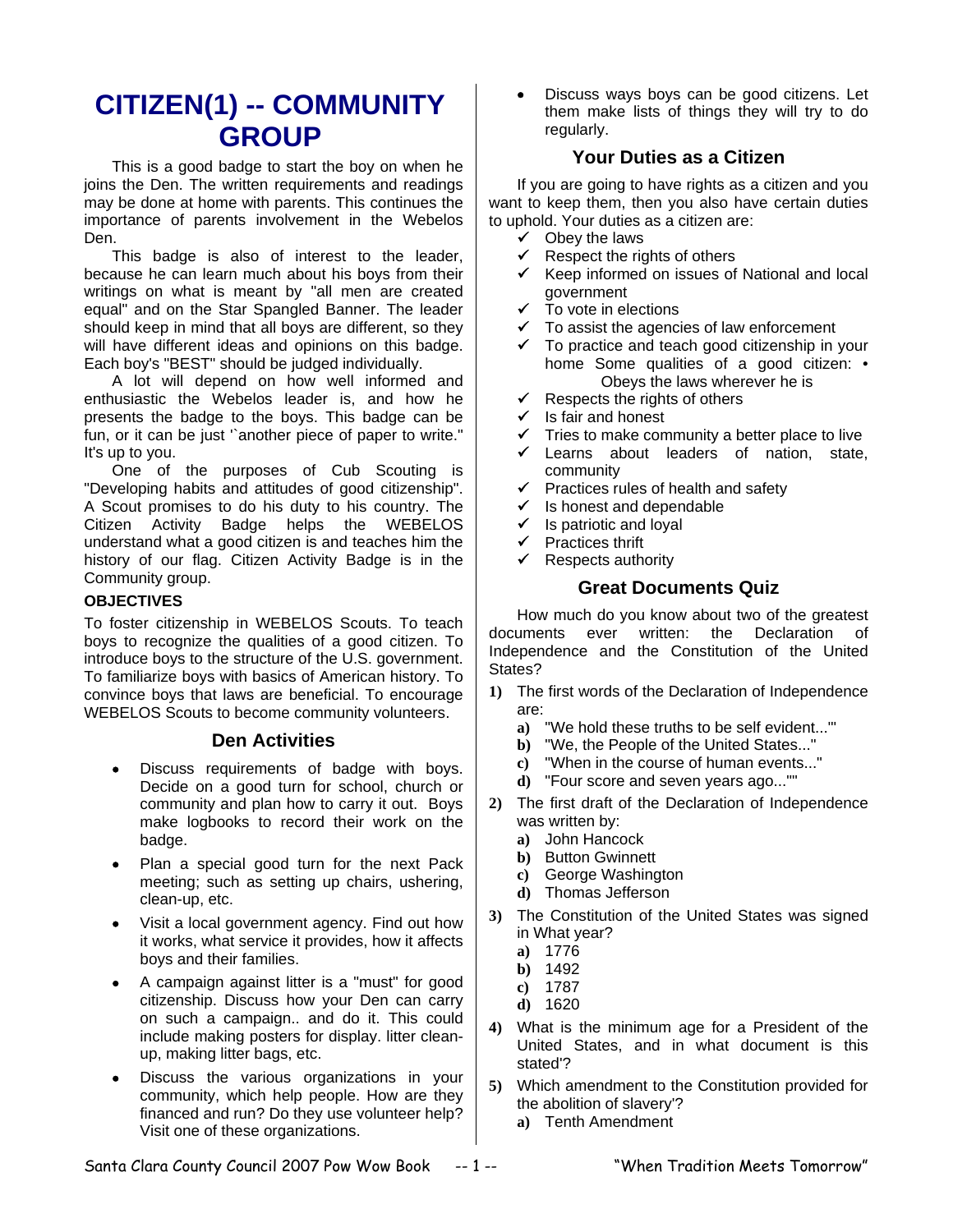# CITIZEN(1) -- COMMUNITY GROUP

This is a good badge to start the boy on when he joins the Den. The written requirements and readings may be done at home with parents. This continues the importance of parents involvement in the Webelos Den.

This badge is also of interest to the leader, because he can learn much about his boys from their writings on what is meant by "all men are created equal" and on the Star Spangled Banner. The leader should keep in mind that all boys are different, so they will have different ideas and opinions on this badge. Each boy's "BEST" should be judged individually.

A lot will depend on how well informed and enthusiastic the Webelos leader is, and how he presents the badge to the boys. This badge can be fun, or it can be just '`another piece of paper to write." It's up to you.

One of the purposes of Cub Scouting is "Developing habits and attitudes of good citizenship". A Scout promises to do his duty to his country. The Citizen Activity Badge helps the WEBELOS understand what a good citizen is and teaches him the history of our flag. Citizen Activity Badge is in the Community group.

**OBJECTIVES**

To foster citizenship in WEBELOS Scouts. To teach boys to recognize the qualities of a good citizen. To introduce boys to the structure of the U.S. government. To familiarize boys with basics of American history. To convince boys that laws are beneficial. To encourage WEBELOS Scouts to become community volunteers.

## Den Activities

- Discuss requirements of badge with boys. Decide on a good turn for school, church or community and plan how to carry it out. Boys make logbooks to record their work on the badge.
- Plan a special good turn for the next Pack meeting; such as setting up chairs, ushering, clean-up, etc.
- Visit a local government agency. Find out how it works, what service it provides, how it affects boys and their families.
- A campaign against litter is a "must" for good citizenship. Discuss how your Den can carry on such a campaign.. and do it. This could include making posters for display. litter clean-up, making litter bags, etc.
- Discuss the various organizations in your community, which help people. How are they financed and run? Do they use volunteer help? Visit one of these organizations.
- Discuss ways boys can be good citizens. Let them make lists of things they will try to do regularly.

## Your Duties as a Citizen

If you are going to have rights as a citizen and you want to keep them, then you also have certain duties to uphold. Your duties as a citizen are:

- ✓ Obey the laws
- ✓ Respect the rights of others
- ✓ Keep informed on issues of National and local government
- ✓ To vote in elections
- ✓ To assist the agencies of law enforcement
- ✓ To practice and teach good citizenship in your home Some qualities of a good citizen: • Obeys the laws wherever he is
- ✓ Respects the rights of others
- ✓ Is fair and honest
- ✓ Tries to make community a better place to live
- ✓ Learns about leaders of nation, state, community
- ✓ Practices rules of health and safety
- ✓ Is honest and dependable
- ✓ Is patriotic and loyal
- ✓ Practices thrift
- ✓ Respects authority

## Great Documents Quiz

How much do you know about two of the greatest documents ever written: the Declaration of Independence and the Constitution of the United States?

1) The first words of the Declaration of Independence are:
   a) "We hold these truths to be self evident..'"
   b) "We, the People of the United States..."
   c) "When in the course of human events..."
   d) "Four score and seven years ago...""
2) The first draft of the Declaration of Independence was written by:
   a) John Hancock
   b) Button Gwinnett
   c) George Washington
   d) Thomas Jefferson
3) The Constitution of the United States was signed in What year?
   a) 1776
   b) 1492
   c) 1787
   d) 1620
4) What is the minimum age for a President of the United States, and in what document is this stated'?
5) Which amendment to the Constitution provided for the abolition of slavery'?
   a) Tenth Amendment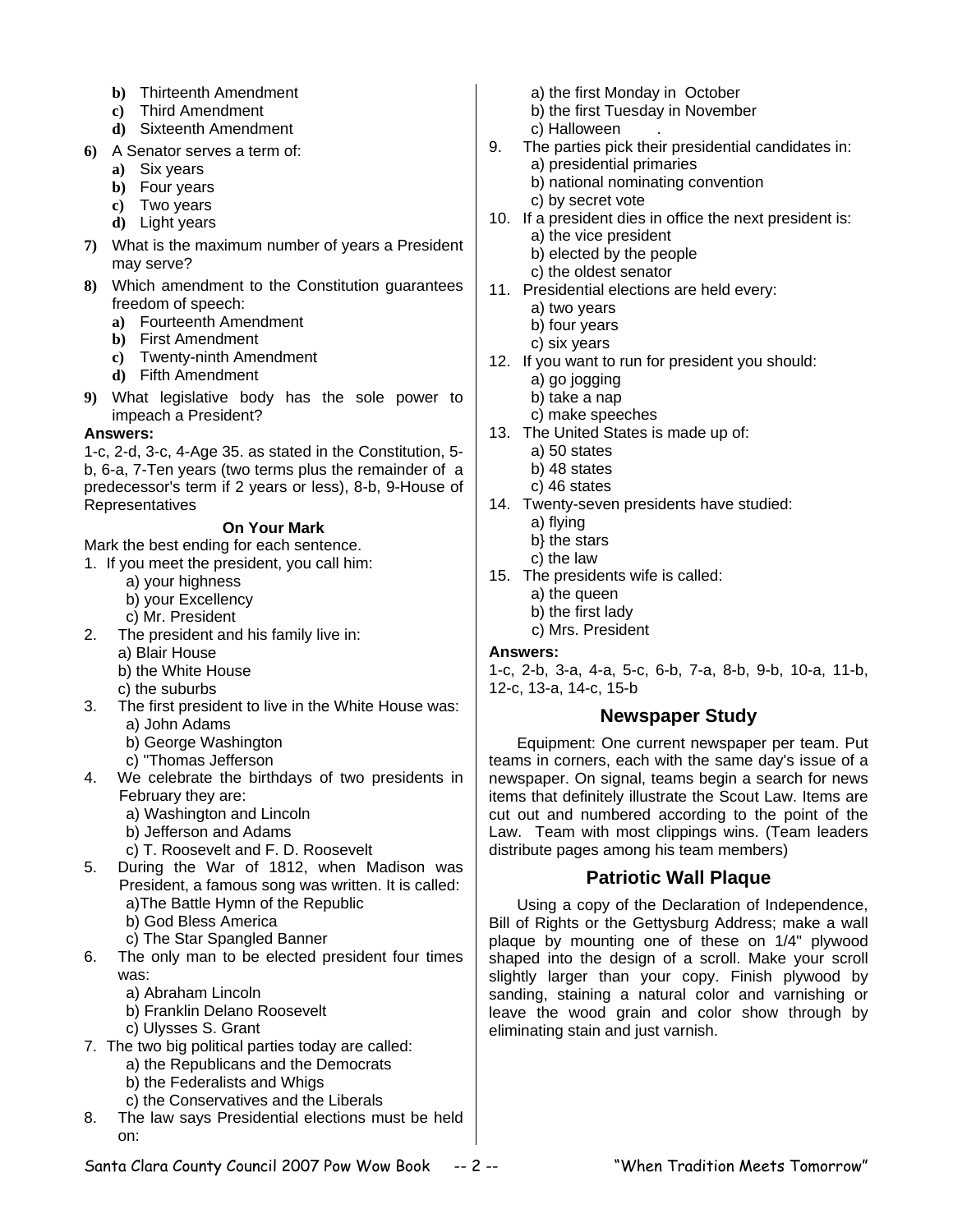b) Thirteenth Amendment
c) Third Amendment
d) Sixteenth Amendment

6) A Senator serves a term of:
   a) Six years
   b) Four years
   c) Two years
   d) Light years

7) What is the maximum number of years a President may serve?

8) Which amendment to the Constitution guarantees freedom of speech:
   a) Fourteenth Amendment
   b) First Amendment
   c) Twenty-ninth Amendment
   d) Fifth Amendment

9) What legislative body has the sole power to impeach a President?

**Answers:**

1-c, 2-d, 3-c, 4-Age 35. as stated in the Constitution, 5-b, 6-a, 7-Ten years (two terms plus the remainder of a predecessor's term if 2 years or less), 8-b, 9-House of Representatives

**On Your Mark**

Mark the best ending for each sentence.

1. If you meet the president, you call him:
   a) your highness
   b) your Excellency
   c) Mr. President
2. The president and his family live in:
   a) Blair House
   b) the White House
   c) the suburbs
3. The first president to live in the White House was:
   a) John Adams
   b) George Washington
   c) "Thomas Jefferson
4. We celebrate the birthdays of two presidents in February they are:
   a) Washington and Lincoln
   b) Jefferson and Adams
   c) T. Roosevelt and F. D. Roosevelt
5. During the War of 1812, when Madison was President, a famous song was written. It is called:
   a)The Battle Hymn of the Republic
   b) God Bless America
   c) The Star Spangled Banner
6. The only man to be elected president four times was:
   a) Abraham Lincoln
   b) Franklin Delano Roosevelt
   c) Ulysses S. Grant
7. The two big political parties today are called:
   a) the Republicans and the Democrats
   b) the Federalists and Whigs
   c) the Conservatives and the Liberals
8. The law says Presidential elections must be held on:
   a) the first Monday in October
   b) the first Tuesday in November
   c) Halloween .
9. The parties pick their presidential candidates in:
   a) presidential primaries
   b) national nominating convention
   c) by secret vote
10. If a president dies in office the next president is:
    a) the vice president
    b) elected by the people
    c) the oldest senator
11. Presidential elections are held every:
    a) two years
    b) four years
    c) six years
12. If you want to run for president you should:
    a) go jogging
    b) take a nap
    c) make speeches
13. The United States is made up of:
    a) 50 states
    b) 48 states
    c) 46 states
14. Twenty-seven presidents have studied:
    a) flying
    b} the stars
    c) the law
15. The presidents wife is called:
    a) the queen
    b) the first lady
    c) Mrs. President

**Answers:**

1-c, 2-b, 3-a, 4-a, 5-c, 6-b, 7-a, 8-b, 9-b, 10-a, 11-b, 12-c, 13-a, 14-c, 15-b

## Newspaper Study

Equipment: One current newspaper per team. Put teams in corners, each with the same day's issue of a newspaper. On signal, teams begin a search for news items that definitely illustrate the Scout Law. Items are cut out and numbered according to the point of the Law. Team with most clippings wins. (Team leaders distribute pages among his team members)

## Patriotic Wall Plaque

Using a copy of the Declaration of Independence, Bill of Rights or the Gettysburg Address; make a wall plaque by mounting one of these on 1/4" plywood shaped into the design of a scroll. Make your scroll slightly larger than your copy. Finish plywood by sanding, staining a natural color and varnishing or leave the wood grain and color show through by eliminating stain and just varnish.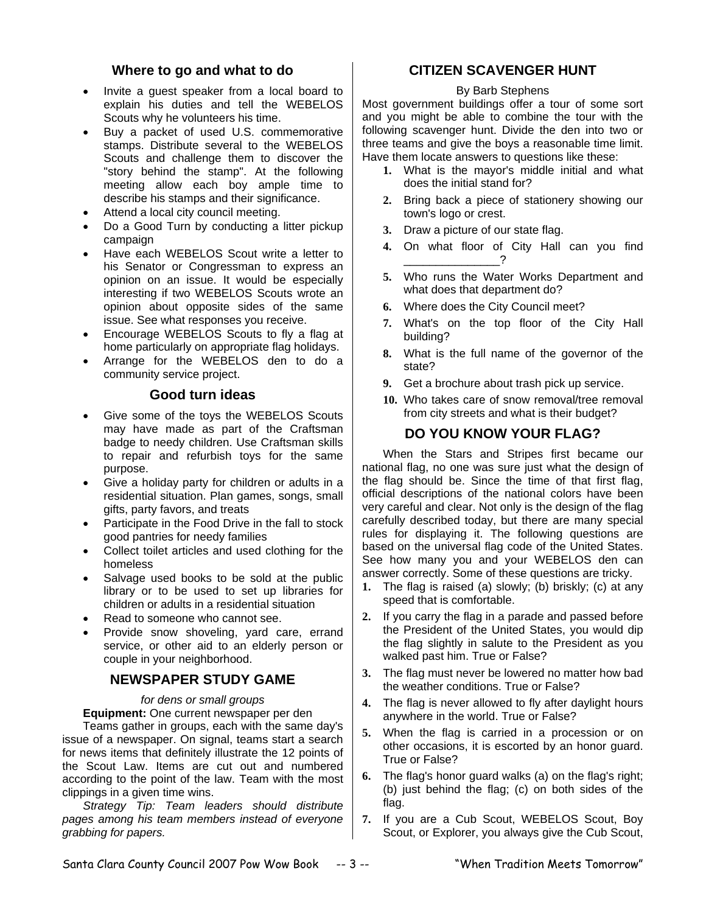## Where to go and what to do

- Invite a guest speaker from a local board to explain his duties and tell the WEBELOS Scouts why he volunteers his time.
- Buy a packet of used U.S. commemorative stamps. Distribute several to the WEBELOS Scouts and challenge them to discover the "story behind the stamp". At the following meeting allow each boy ample time to describe his stamps and their significance.
- Attend a local city council meeting.
- Do a Good Turn by conducting a litter pickup campaign
- Have each WEBELOS Scout write a letter to his Senator or Congressman to express an opinion on an issue. It would be especially interesting if two WEBELOS Scouts wrote an opinion about opposite sides of the same issue. See what responses you receive.
- Encourage WEBELOS Scouts to fly a flag at home particularly on appropriate flag holidays.
- Arrange for the WEBELOS den to do a community service project.

## Good turn ideas

- Give some of the toys the WEBELOS Scouts may have made as part of the Craftsman badge to needy children. Use Craftsman skills to repair and refurbish toys for the same purpose.
- Give a holiday party for children or adults in a residential situation. Plan games, songs, small gifts, party favors, and treats
- Participate in the Food Drive in the fall to stock good pantries for needy families
- Collect toilet articles and used clothing for the homeless
- Salvage used books to be sold at the public library or to be used to set up libraries for children or adults in a residential situation
- Read to someone who cannot see.
- Provide snow shoveling, yard care, errand service, or other aid to an elderly person or couple in your neighborhood.

## NEWSPAPER STUDY GAME

*for dens or small groups*

**Equipment:** One current newspaper per den

Teams gather in groups, each with the same day's issue of a newspaper. On signal, teams start a search for news items that definitely illustrate the 12 points of the Scout Law. Items are cut out and numbered according to the point of the law. Team with the most clippings in a given time wins.

*Strategy Tip: Team leaders should distribute pages among his team members instead of everyone grabbing for papers.*

## CITIZEN SCAVENGER HUNT

By Barb Stephens

Most government buildings offer a tour of some sort and you might be able to combine the tour with the following scavenger hunt. Divide the den into two or three teams and give the boys a reasonable time limit. Have them locate answers to questions like these:

1. What is the mayor's middle initial and what does the initial stand for?
2. Bring back a piece of stationery showing our town's logo or crest.
3. Draw a picture of our state flag.
4. On what floor of City Hall can you find _______________?
5. Who runs the Water Works Department and what does that department do?
6. Where does the City Council meet?
7. What's on the top floor of the City Hall building?
8. What is the full name of the governor of the state?
9. Get a brochure about trash pick up service.
10. Who takes care of snow removal/tree removal from city streets and what is their budget?

## DO YOU KNOW YOUR FLAG?

When the Stars and Stripes first became our national flag, no one was sure just what the design of the flag should be. Since the time of that first flag, official descriptions of the national colors have been very careful and clear. Not only is the design of the flag carefully described today, but there are many special rules for displaying it. The following questions are based on the universal flag code of the United States. See how many you and your WEBELOS den can answer correctly. Some of these questions are tricky.

1. The flag is raised (a) slowly; (b) briskly; (c) at any speed that is comfortable.
2. If you carry the flag in a parade and passed before the President of the United States, you would dip the flag slightly in salute to the President as you walked past him. True or False?
3. The flag must never be lowered no matter how bad the weather conditions. True or False?
4. The flag is never allowed to fly after daylight hours anywhere in the world. True or False?
5. When the flag is carried in a procession or on other occasions, it is escorted by an honor guard. True or False?
6. The flag's honor guard walks (a) on the flag's right; (b) just behind the flag; (c) on both sides of the flag.
7. If you are a Cub Scout, WEBELOS Scout, Boy Scout, or Explorer, you always give the Cub Scout,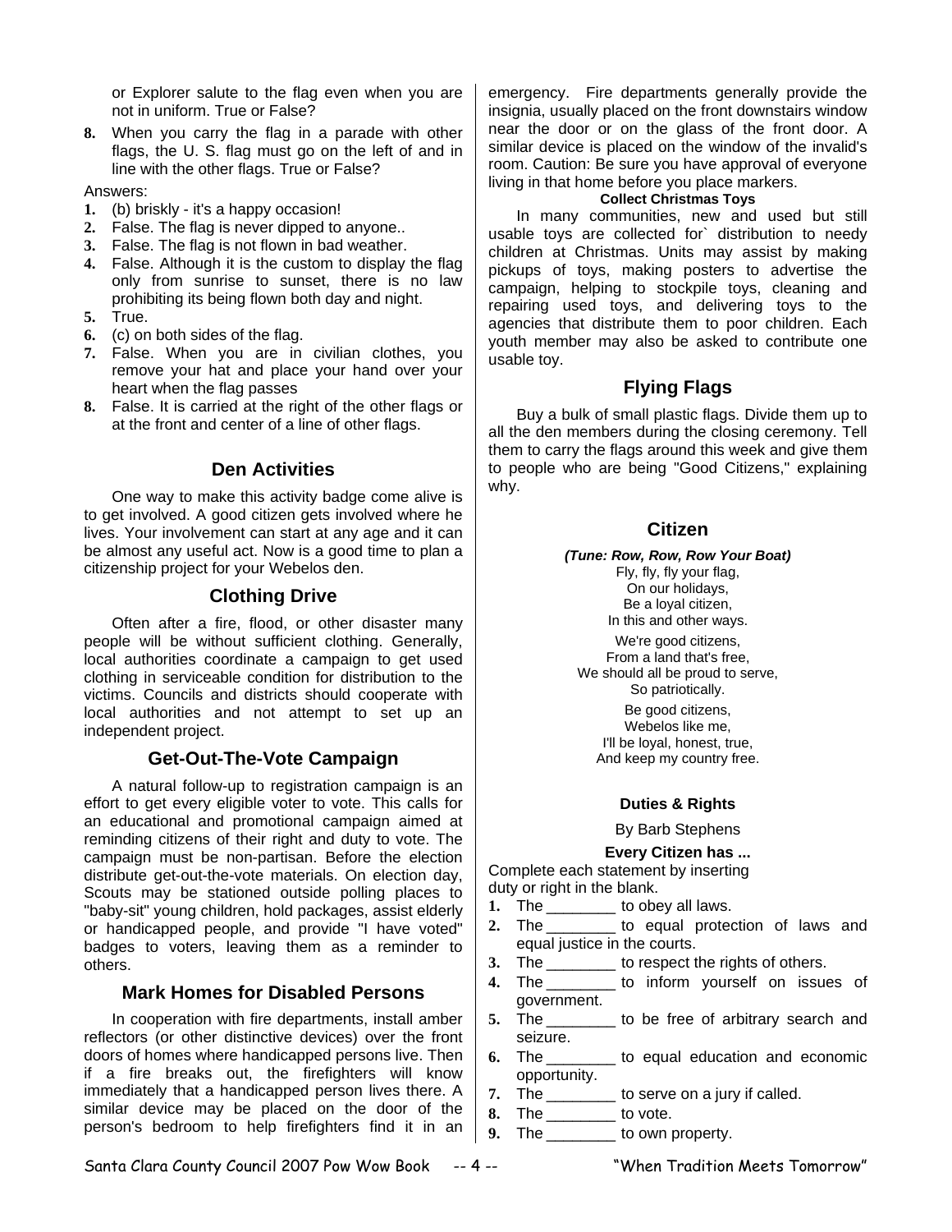or Explorer salute to the flag even when you are not in uniform. True or False?

8. When you carry the flag in a parade with other flags, the U. S. flag must go on the left of and in line with the other flags. True or False?

Answers:

1. (b) briskly - it's a happy occasion!
2. False. The flag is never dipped to anyone..
3. False. The flag is not flown in bad weather.
4. False. Although it is the custom to display the flag only from sunrise to sunset, there is no law prohibiting its being flown both day and night.
5. True.
6. (c) on both sides of the flag.
7. False. When you are in civilian clothes, you remove your hat and place your hand over your heart when the flag passes
8. False. It is carried at the right of the other flags or at the front and center of a line of other flags.

## Den Activities

One way to make this activity badge come alive is to get involved. A good citizen gets involved where he lives. Your involvement can start at any age and it can be almost any useful act. Now is a good time to plan a citizenship project for your Webelos den.

### Clothing Drive

Often after a fire, flood, or other disaster many people will be without sufficient clothing. Generally, local authorities coordinate a campaign to get used clothing in serviceable condition for distribution to the victims. Councils and districts should cooperate with local authorities and not attempt to set up an independent project.

### Get-Out-The-Vote Campaign

A natural follow-up to registration campaign is an effort to get every eligible voter to vote. This calls for an educational and promotional campaign aimed at reminding citizens of their right and duty to vote. The campaign must be non-partisan. Before the election distribute get-out-the-vote materials. On election day, Scouts may be stationed outside polling places to "baby-sit" young children, hold packages, assist elderly or handicapped people, and provide "I have voted" badges to voters, leaving them as a reminder to others.

### Mark Homes for Disabled Persons

In cooperation with fire departments, install amber reflectors (or other distinctive devices) over the front doors of homes where handicapped persons live. Then if a fire breaks out, the firefighters will know immediately that a handicapped person lives there. A similar device may be placed on the door of the person's bedroom to help firefighters find it in an emergency. Fire departments generally provide the insignia, usually placed on the front downstairs window near the door or on the glass of the front door. A similar device is placed on the window of the invalid's room. Caution: Be sure you have approval of everyone living in that home before you place markers.

**Collect Christmas Toys**

In many communities, new and used but still usable toys are collected for` distribution to needy children at Christmas. Units may assist by making pickups of toys, making posters to advertise the campaign, helping to stockpile toys, cleaning and repairing used toys, and delivering toys to the agencies that distribute them to poor children. Each youth member may also be asked to contribute one usable toy.

### Flying Flags

Buy a bulk of small plastic flags. Divide them up to all the den members during the closing ceremony. Tell them to carry the flags around this week and give them to people who are being "Good Citizens," explaining why.

### Citizen

***(Tune: Row, Row, Row Your Boat)***

Fly, fly, fly your flag,
On our holidays,
Be a loyal citizen,
In this and other ways.

We're good citizens,
From a land that's free,
We should all be proud to serve,
So patriotically.

Be good citizens,
Webelos like me,
I'll be loyal, honest, true,
And keep my country free.

**Duties & Rights**

By Barb Stephens

**Every Citizen has ...**

Complete each statement by inserting duty or right in the blank.

1. The ________ to obey all laws.
2. The ________ to equal protection of laws and equal justice in the courts.
3. The ________ to respect the rights of others.
4. The ________ to inform yourself on issues of government.
5. The ________ to be free of arbitrary search and seizure.
6. The ________ to equal education and economic opportunity.
7. The ________ to serve on a jury if called.
8. The ________ to vote.
9. The ________ to own property.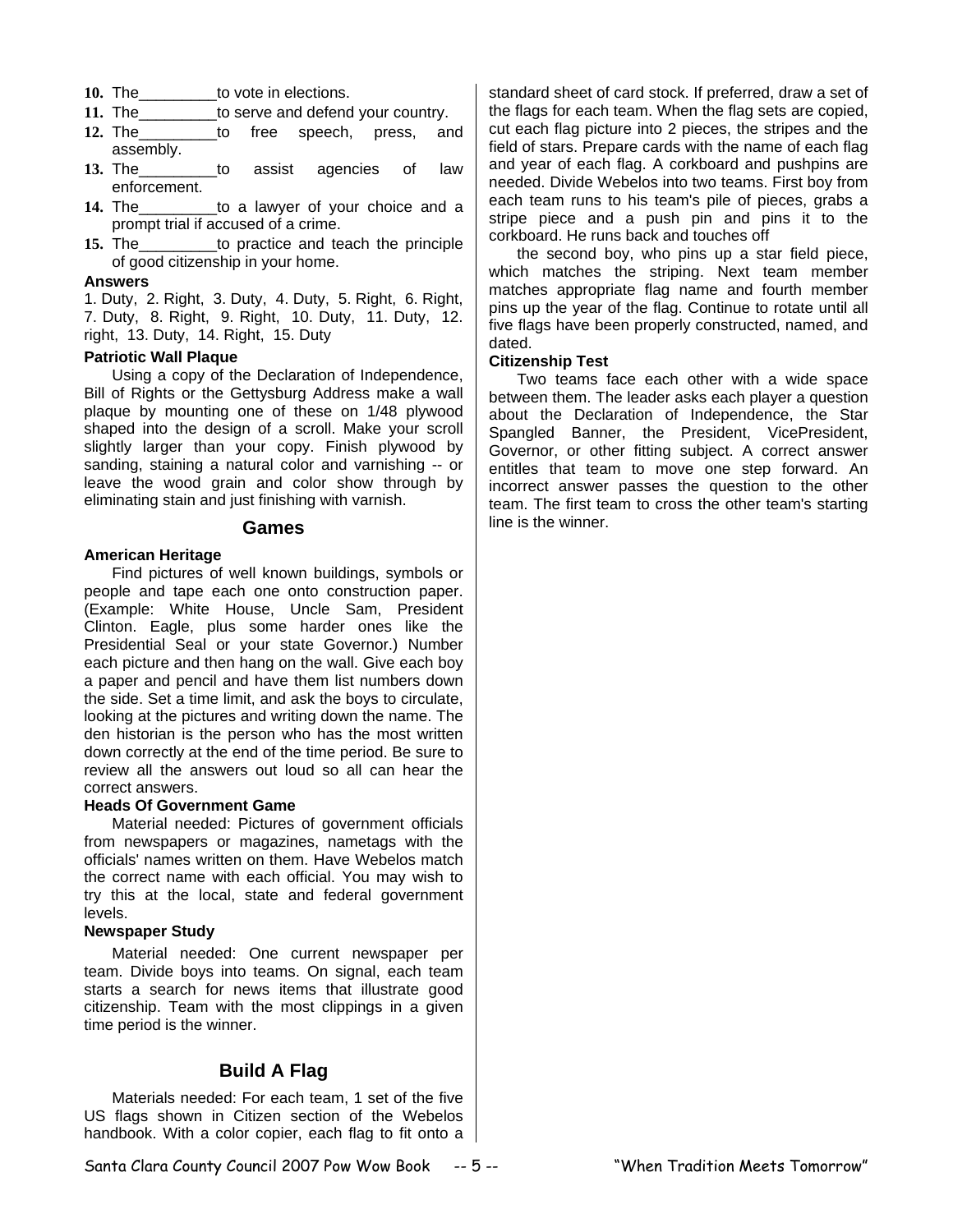10. The_________to vote in elections.
11. The_________to serve and defend your country.
12. The_________to free speech, press, and assembly.
13. The_________to assist agencies of law enforcement.
14. The_________to a lawyer of your choice and a prompt trial if accused of a crime.
15. The_________to practice and teach the principle of good citizenship in your home.

**Answers**

1. Duty, 2. Right, 3. Duty, 4. Duty, 5. Right, 6. Right, 7. Duty, 8. Right, 9. Right, 10. Duty, 11. Duty, 12. right, 13. Duty, 14. Right, 15. Duty

**Patriotic Wall Plaque**

Using a copy of the Declaration of Independence, Bill of Rights or the Gettysburg Address make a wall plaque by mounting one of these on 1/48 plywood shaped into the design of a scroll. Make your scroll slightly larger than your copy. Finish plywood by sanding, staining a natural color and varnishing -- or leave the wood grain and color show through by eliminating stain and just finishing with varnish.

## Games

**American Heritage**

Find pictures of well known buildings, symbols or people and tape each one onto construction paper. (Example: White House, Uncle Sam, President Clinton. Eagle, plus some harder ones like the Presidential Seal or your state Governor.) Number each picture and then hang on the wall. Give each boy a paper and pencil and have them list numbers down the side. Set a time limit, and ask the boys to circulate, looking at the pictures and writing down the name. The den historian is the person who has the most written down correctly at the end of the time period. Be sure to review all the answers out loud so all can hear the correct answers.

**Heads Of Government Game**

Material needed: Pictures of government officials from newspapers or magazines, nametags with the officials' names written on them. Have Webelos match the correct name with each official. You may wish to try this at the local, state and federal government levels.

**Newspaper Study**

Material needed: One current newspaper per team. Divide boys into teams. On signal, each team starts a search for news items that illustrate good citizenship. Team with the most clippings in a given time period is the winner.

## Build A Flag

Materials needed: For each team, 1 set of the five US flags shown in Citizen section of the Webelos handbook. With a color copier, each flag to fit onto a standard sheet of card stock. If preferred, draw a set of the flags for each team. When the flag sets are copied, cut each flag picture into 2 pieces, the stripes and the field of stars. Prepare cards with the name of each flag and year of each flag. A corkboard and pushpins are needed. Divide Webelos into two teams. First boy from each team runs to his team's pile of pieces, grabs a stripe piece and a push pin and pins it to the corkboard. He runs back and touches off

the second boy, who pins up a star field piece, which matches the striping. Next team member matches appropriate flag name and fourth member pins up the year of the flag. Continue to rotate until all five flags have been properly constructed, named, and dated.

**Citizenship Test**

Two teams face each other with a wide space between them. The leader asks each player a question about the Declaration of Independence, the Star Spangled Banner, the President, VicePresident, Governor, or other fitting subject. A correct answer entitles that team to move one step forward. An incorrect answer passes the question to the other team. The first team to cross the other team's starting line is the winner.